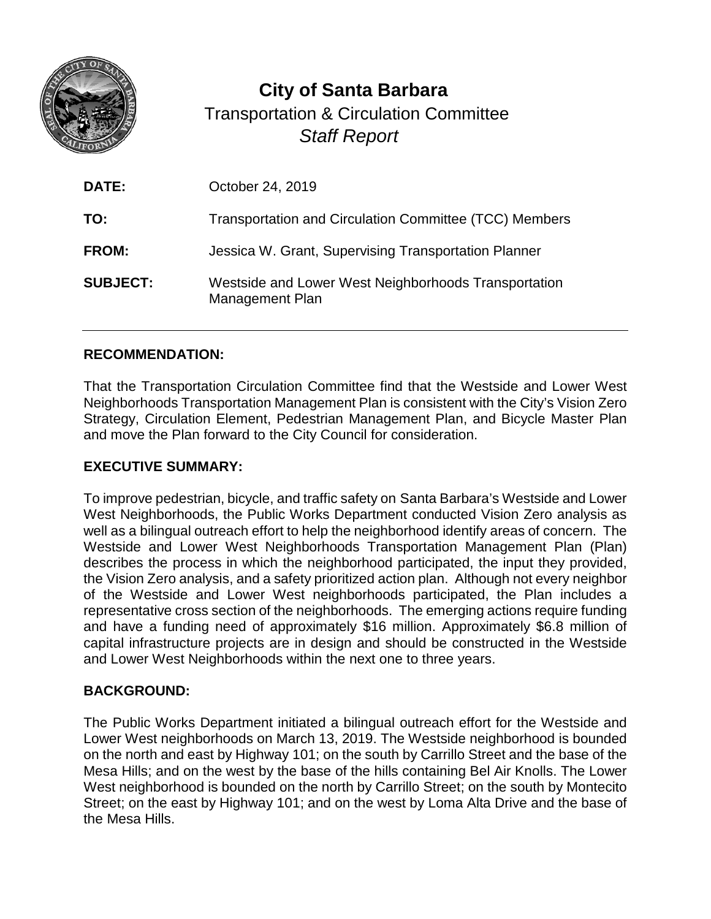# City of Santa Barbara

## Transportation & Circulation Committee

### *Staff Report*

**DATE:** October 24, 2019

**TO:** Transportation and Circulation Committee (TCC) Members

**FROM:** Jessica W. Grant, Supervising Transportation Planner

**SUBJECT:** Westside and Lower West Neighborhoods Transportation Management Plan

---

## RECOMMENDATION:

That the Transportation Circulation Committee find that the Westside and Lower West Neighborhoods Transportation Management Plan is consistent with the City's Vision Zero Strategy, Circulation Element, Pedestrian Management Plan, and Bicycle Master Plan and move the Plan forward to the City Council for consideration.

## EXECUTIVE SUMMARY:

To improve pedestrian, bicycle, and traffic safety on Santa Barbara's Westside and Lower West Neighborhoods, the Public Works Department conducted Vision Zero analysis as well as a bilingual outreach effort to help the neighborhood identify areas of concern. The Westside and Lower West Neighborhoods Transportation Management Plan (Plan) describes the process in which the neighborhood participated, the input they provided, the Vision Zero analysis, and a safety prioritized action plan. Although not every neighbor of the Westside and Lower West neighborhoods participated, the Plan includes a representative cross section of the neighborhoods. The emerging actions require funding and have a funding need of approximately $16 million. Approximately $6.8 million of capital infrastructure projects are in design and should be constructed in the Westside and Lower West Neighborhoods within the next one to three years.

## BACKGROUND:

The Public Works Department initiated a bilingual outreach effort for the Westside and Lower West neighborhoods on March 13, 2019. The Westside neighborhood is bounded on the north and east by Highway 101; on the south by Carrillo Street and the base of the Mesa Hills; and on the west by the base of the hills containing Bel Air Knolls. The Lower West neighborhood is bounded on the north by Carrillo Street; on the south by Montecito Street; on the east by Highway 101; and on the west by Loma Alta Drive and the base of the Mesa Hills.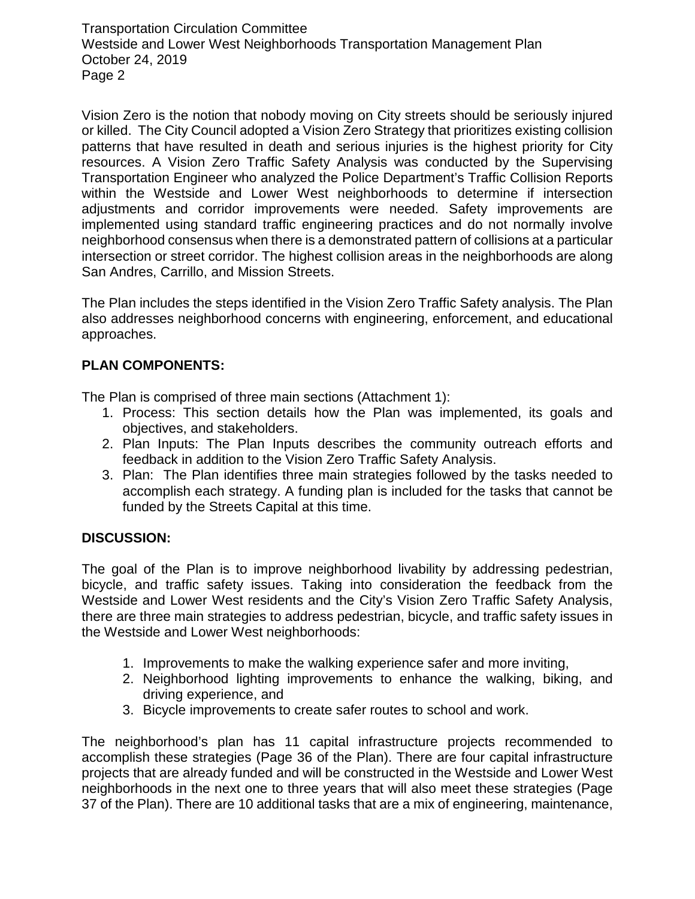Vision Zero is the notion that nobody moving on City streets should be seriously injured or killed. The City Council adopted a Vision Zero Strategy that prioritizes existing collision patterns that have resulted in death and serious injuries is the highest priority for City resources. A Vision Zero Traffic Safety Analysis was conducted by the Supervising Transportation Engineer who analyzed the Police Department's Traffic Collision Reports within the Westside and Lower West neighborhoods to determine if intersection adjustments and corridor improvements were needed. Safety improvements are implemented using standard traffic engineering practices and do not normally involve neighborhood consensus when there is a demonstrated pattern of collisions at a particular intersection or street corridor. The highest collision areas in the neighborhoods are along San Andres, Carrillo, and Mission Streets.

The Plan includes the steps identified in the Vision Zero Traffic Safety analysis. The Plan also addresses neighborhood concerns with engineering, enforcement, and educational approaches.

**PLAN COMPONENTS:**

The Plan is comprised of three main sections (Attachment 1):

1. Process: This section details how the Plan was implemented, its goals and objectives, and stakeholders.
2. Plan Inputs: The Plan Inputs describes the community outreach efforts and feedback in addition to the Vision Zero Traffic Safety Analysis.
3. Plan: The Plan identifies three main strategies followed by the tasks needed to accomplish each strategy. A funding plan is included for the tasks that cannot be funded by the Streets Capital at this time.

**DISCUSSION:**

The goal of the Plan is to improve neighborhood livability by addressing pedestrian, bicycle, and traffic safety issues. Taking into consideration the feedback from the Westside and Lower West residents and the City's Vision Zero Traffic Safety Analysis, there are three main strategies to address pedestrian, bicycle, and traffic safety issues in the Westside and Lower West neighborhoods:

1. Improvements to make the walking experience safer and more inviting,
2. Neighborhood lighting improvements to enhance the walking, biking, and driving experience, and
3. Bicycle improvements to create safer routes to school and work.

The neighborhood's plan has 11 capital infrastructure projects recommended to accomplish these strategies (Page 36 of the Plan). There are four capital infrastructure projects that are already funded and will be constructed in the Westside and Lower West neighborhoods in the next one to three years that will also meet these strategies (Page 37 of the Plan). There are 10 additional tasks that are a mix of engineering, maintenance,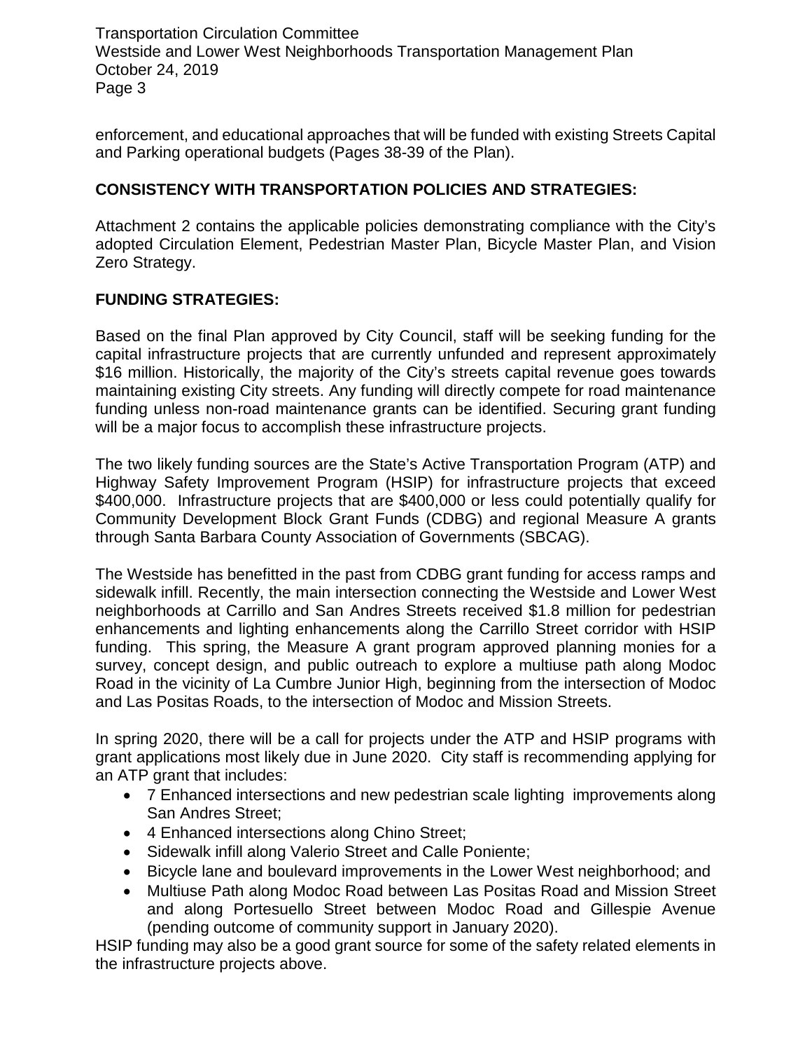enforcement, and educational approaches that will be funded with existing Streets Capital and Parking operational budgets (Pages 38-39 of the Plan).

## CONSISTENCY WITH TRANSPORTATION POLICIES AND STRATEGIES:

Attachment 2 contains the applicable policies demonstrating compliance with the City's adopted Circulation Element, Pedestrian Master Plan, Bicycle Master Plan, and Vision Zero Strategy.

## FUNDING STRATEGIES:

Based on the final Plan approved by City Council, staff will be seeking funding for the capital infrastructure projects that are currently unfunded and represent approximately $16 million. Historically, the majority of the City's streets capital revenue goes towards maintaining existing City streets. Any funding will directly compete for road maintenance funding unless non-road maintenance grants can be identified. Securing grant funding will be a major focus to accomplish these infrastructure projects.

The two likely funding sources are the State's Active Transportation Program (ATP) and Highway Safety Improvement Program (HSIP) for infrastructure projects that exceed $400,000. Infrastructure projects that are $400,000 or less could potentially qualify for Community Development Block Grant Funds (CDBG) and regional Measure A grants through Santa Barbara County Association of Governments (SBCAG).

The Westside has benefitted in the past from CDBG grant funding for access ramps and sidewalk infill. Recently, the main intersection connecting the Westside and Lower West neighborhoods at Carrillo and San Andres Streets received $1.8 million for pedestrian enhancements and lighting enhancements along the Carrillo Street corridor with HSIP funding. This spring, the Measure A grant program approved planning monies for a survey, concept design, and public outreach to explore a multiuse path along Modoc Road in the vicinity of La Cumbre Junior High, beginning from the intersection of Modoc and Las Positas Roads, to the intersection of Modoc and Mission Streets.

In spring 2020, there will be a call for projects under the ATP and HSIP programs with grant applications most likely due in June 2020. City staff is recommending applying for an ATP grant that includes:

- 7 Enhanced intersections and new pedestrian scale lighting improvements along San Andres Street;
- 4 Enhanced intersections along Chino Street;
- Sidewalk infill along Valerio Street and Calle Poniente;
- Bicycle lane and boulevard improvements in the Lower West neighborhood; and
- Multiuse Path along Modoc Road between Las Positas Road and Mission Street and along Portesuello Street between Modoc Road and Gillespie Avenue (pending outcome of community support in January 2020).

HSIP funding may also be a good grant source for some of the safety related elements in the infrastructure projects above.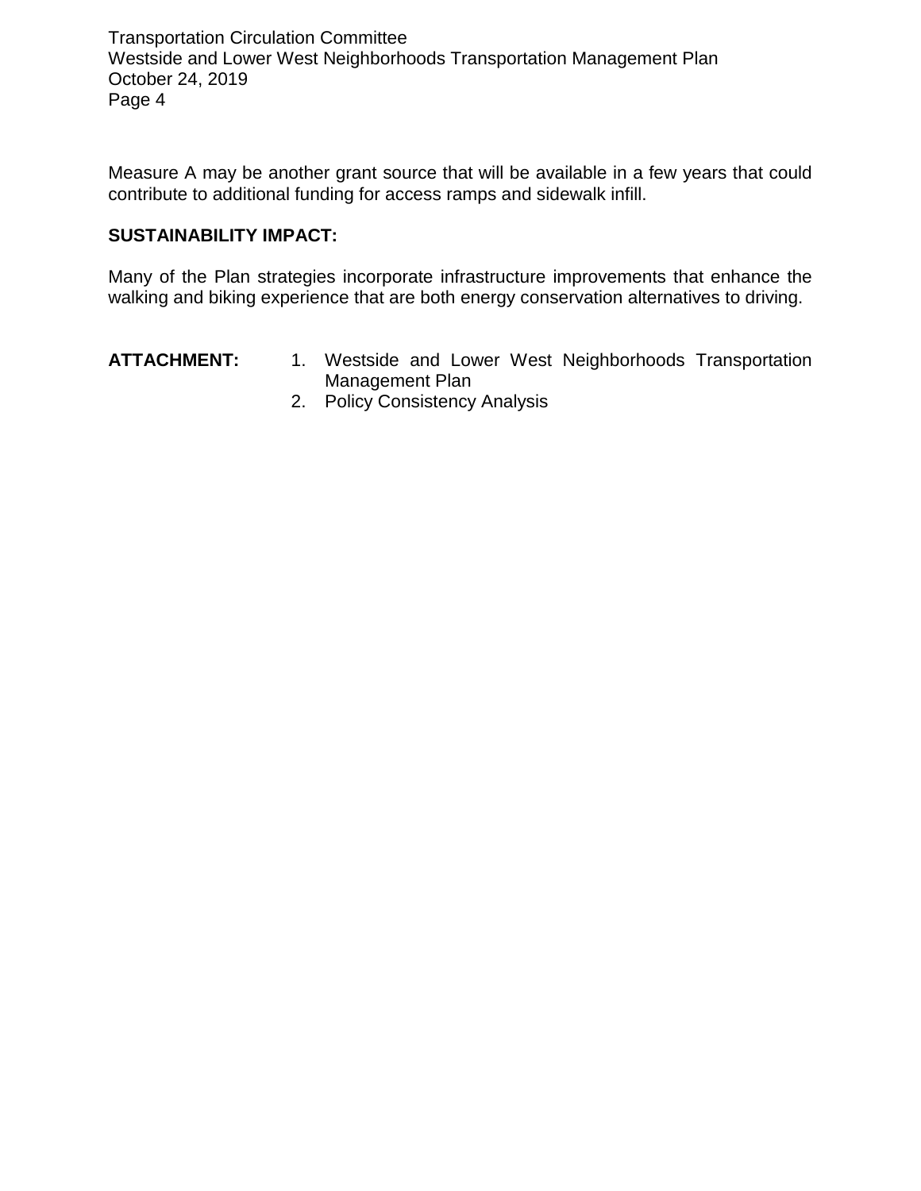Measure A may be another grant source that will be available in a few years that could contribute to additional funding for access ramps and sidewalk infill.

**SUSTAINABILITY IMPACT:**

Many of the Plan strategies incorporate infrastructure improvements that enhance the walking and biking experience that are both energy conservation alternatives to driving.

**ATTACHMENT:**

1. Westside and Lower West Neighborhoods Transportation Management Plan
2. Policy Consistency Analysis